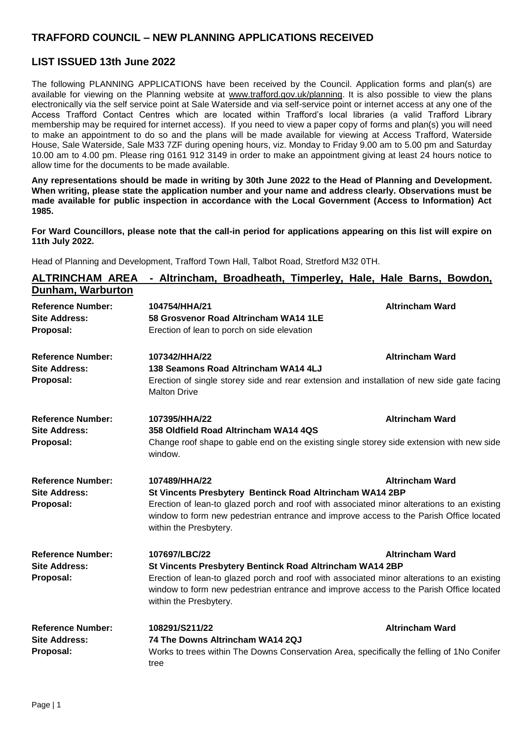# TRAFFORD COUNCIL – NEW PLANNING APPLICATIONS RECEIVED

## LIST ISSUED 13th June 2022

The following PLANNING APPLICATIONS have been received by the Council. Application forms and plan(s) are available for viewing on the Planning website at www.trafford.gov.uk/planning. It is also possible to view the plans electronically via the self service point at Sale Waterside and via self-service point or internet access at any one of the Access Trafford Contact Centres which are located within Trafford's local libraries (a valid Trafford Library membership may be required for internet access). If you need to view a paper copy of forms and plan(s) you will need to make an appointment to do so and the plans will be made available for viewing at Access Trafford, Waterside House, Sale Waterside, Sale M33 7ZF during opening hours, viz. Monday to Friday 9.00 am to 5.00 pm and Saturday 10.00 am to 4.00 pm. Please ring 0161 912 3149 in order to make an appointment giving at least 24 hours notice to allow time for the documents to be made available.

**Any representations should be made in writing by 30th June 2022 to the Head of Planning and Development. When writing, please state the application number and your name and address clearly. Observations must be made available for public inspection in accordance with the Local Government (Access to Information) Act 1985.**

**For Ward Councillors, please note that the call-in period for applications appearing on this list will expire on 11th July 2022.**

Head of Planning and Development, Trafford Town Hall, Talbot Road, Stretford M32 0TH.

## ALTRINCHAM AREA - Altrincham, Broadheath, Timperley, Hale, Hale Barns, Bowdon, Dunham, Warburton

**Reference Number:** **104754/HHA/21** — **Altrincham Ward**
**Site Address:** **58 Grosvenor Road Altrincham WA14 1LE**
**Proposal:** Erection of lean to porch on side elevation

**Reference Number:** **107342/HHA/22** — **Altrincham Ward**
**Site Address:** **138 Seamons Road Altrincham WA14 4LJ**
**Proposal:** Erection of single storey side and rear extension and installation of new side gate facing Malton Drive

**Reference Number:** **107395/HHA/22** — **Altrincham Ward**
**Site Address:** **358 Oldfield Road Altrincham WA14 4QS**
**Proposal:** Change roof shape to gable end on the existing single storey side extension with new side window.

**Reference Number:** **107489/HHA/22** — **Altrincham Ward**
**Site Address:** **St Vincents Presbytery Bentinck Road Altrincham WA14 2BP**
**Proposal:** Erection of lean-to glazed porch and roof with associated minor alterations to an existing window to form new pedestrian entrance and improve access to the Parish Office located within the Presbytery.

**Reference Number:** **107697/LBC/22** — **Altrincham Ward**
**Site Address:** **St Vincents Presbytery Bentinck Road Altrincham WA14 2BP**
**Proposal:** Erection of lean-to glazed porch and roof with associated minor alterations to an existing window to form new pedestrian entrance and improve access to the Parish Office located within the Presbytery.

**Reference Number:** **108291/S211/22** — **Altrincham Ward**
**Site Address:** **74 The Downs Altrincham WA14 2QJ**
**Proposal:** Works to trees within The Downs Conservation Area, specifically the felling of 1No Conifer tree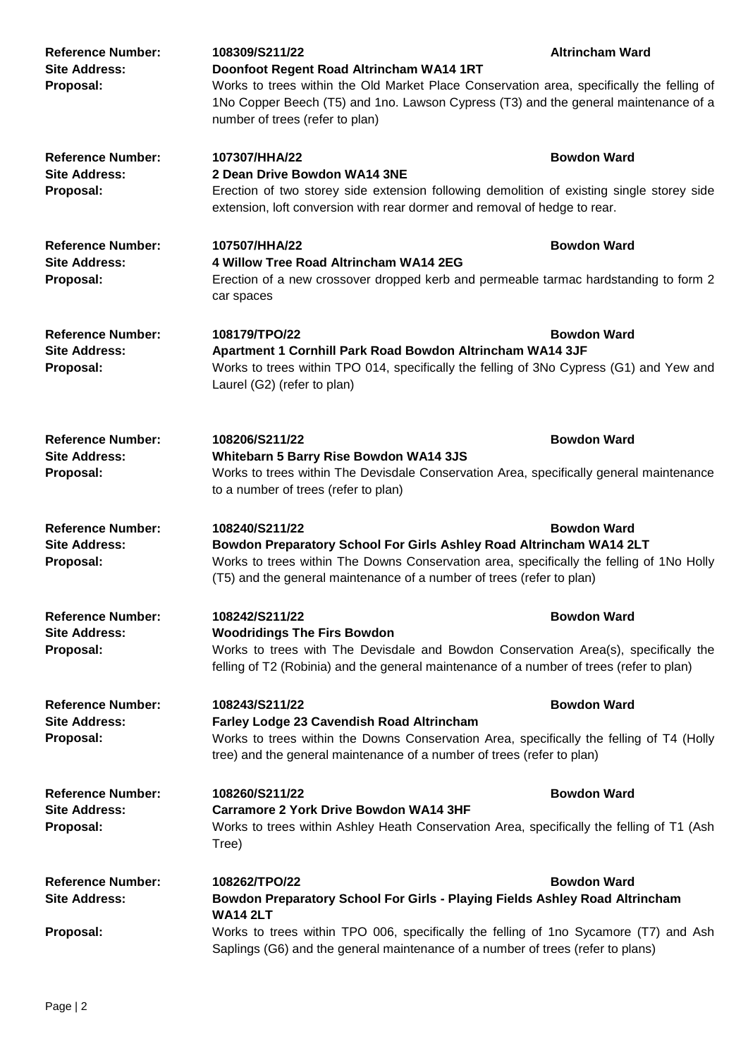**Reference Number:** **108309/S211/22** **Altrincham Ward**
**Site Address:** **Doonfoot Regent Road Altrincham WA14 1RT**
**Proposal:** Works to trees within the Old Market Place Conservation area, specifically the felling of 1No Copper Beech (T5) and 1no. Lawson Cypress (T3) and the general maintenance of a number of trees (refer to plan)

**Reference Number:** **107307/HHA/22** **Bowdon Ward**
**Site Address:** **2 Dean Drive Bowdon WA14 3NE**
**Proposal:** Erection of two storey side extension following demolition of existing single storey side extension, loft conversion with rear dormer and removal of hedge to rear.

**Reference Number:** **107507/HHA/22** **Bowdon Ward**
**Site Address:** **4 Willow Tree Road Altrincham WA14 2EG**
**Proposal:** Erection of a new crossover dropped kerb and permeable tarmac hardstanding to form 2 car spaces

**Reference Number:** **108179/TPO/22** **Bowdon Ward**
**Site Address:** **Apartment 1 Cornhill Park Road Bowdon Altrincham WA14 3JF**
**Proposal:** Works to trees within TPO 014, specifically the felling of 3No Cypress (G1) and Yew and Laurel (G2) (refer to plan)

**Reference Number:** **108206/S211/22** **Bowdon Ward**
**Site Address:** **Whitebarn 5 Barry Rise Bowdon WA14 3JS**
**Proposal:** Works to trees within The Devisdale Conservation Area, specifically general maintenance to a number of trees (refer to plan)

**Reference Number:** **108240/S211/22** **Bowdon Ward**
**Site Address:** **Bowdon Preparatory School For Girls Ashley Road Altrincham WA14 2LT**
**Proposal:** Works to trees within The Downs Conservation area, specifically the felling of 1No Holly (T5) and the general maintenance of a number of trees (refer to plan)

**Reference Number:** **108242/S211/22** **Bowdon Ward**
**Site Address:** **Woodridings The Firs Bowdon**
**Proposal:** Works to trees with The Devisdale and Bowdon Conservation Area(s), specifically the felling of T2 (Robinia) and the general maintenance of a number of trees (refer to plan)

**Reference Number:** **108243/S211/22** **Bowdon Ward**
**Site Address:** **Farley Lodge 23 Cavendish Road Altrincham**
**Proposal:** Works to trees within the Downs Conservation Area, specifically the felling of T4 (Holly tree) and the general maintenance of a number of trees (refer to plan)

**Reference Number:** **108260/S211/22** **Bowdon Ward**
**Site Address:** **Carramore 2 York Drive Bowdon WA14 3HF**
**Proposal:** Works to trees within Ashley Heath Conservation Area, specifically the felling of T1 (Ash Tree)

**Reference Number:** **108262/TPO/22** **Bowdon Ward**
**Site Address:** **Bowdon Preparatory School For Girls - Playing Fields Ashley Road Altrincham WA14 2LT**
**Proposal:** Works to trees within TPO 006, specifically the felling of 1no Sycamore (T7) and Ash Saplings (G6) and the general maintenance of a number of trees (refer to plans)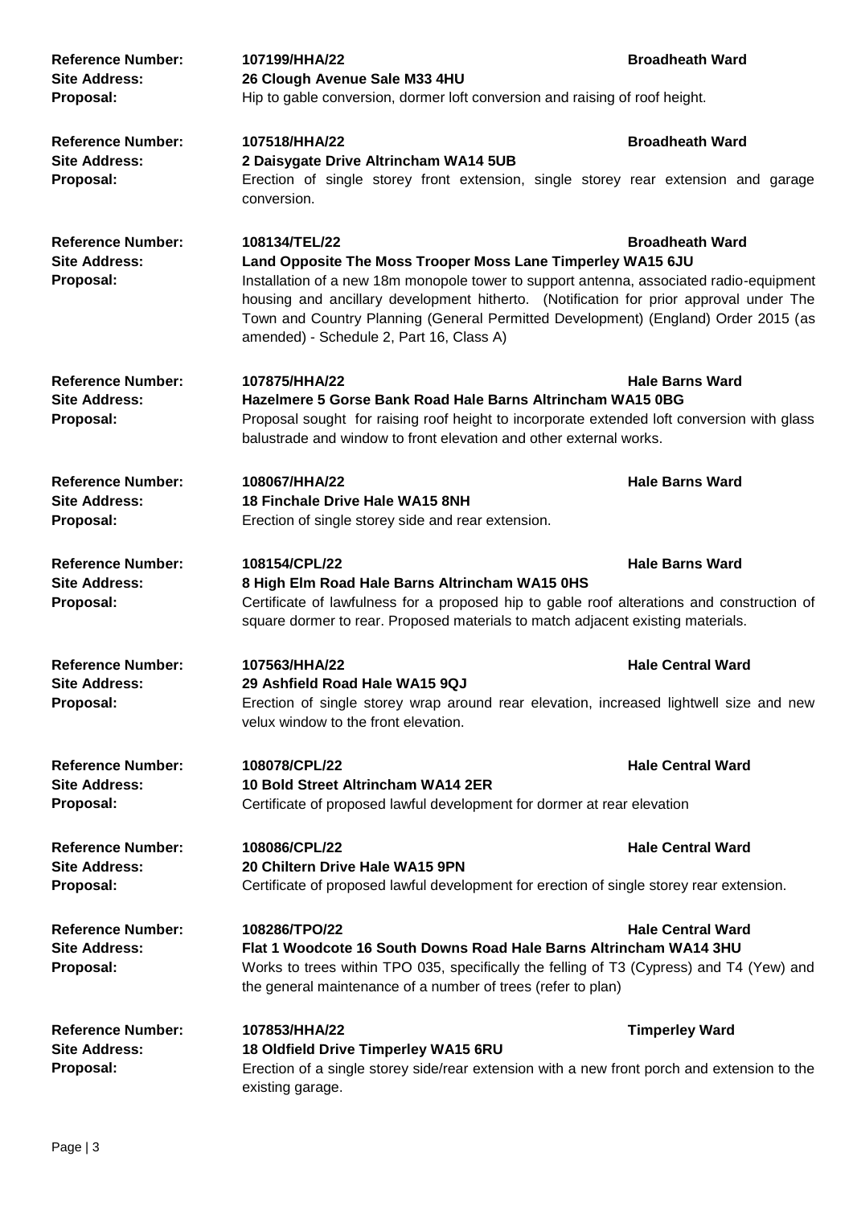**Reference Number:** **107199/HHA/22** **Broadheath Ward**
**Site Address:** **26 Clough Avenue Sale M33 4HU**
**Proposal:** Hip to gable conversion, dormer loft conversion and raising of roof height.

**Reference Number:** **107518/HHA/22** **Broadheath Ward**
**Site Address:** **2 Daisygate Drive Altrincham WA14 5UB**
**Proposal:** Erection of single storey front extension, single storey rear extension and garage conversion.

**Reference Number:** **108134/TEL/22** **Broadheath Ward**
**Site Address:** **Land Opposite The Moss Trooper Moss Lane Timperley WA15 6JU**
**Proposal:** Installation of a new 18m monopole tower to support antenna, associated radio-equipment housing and ancillary development hitherto. (Notification for prior approval under The Town and Country Planning (General Permitted Development) (England) Order 2015 (as amended) - Schedule 2, Part 16, Class A)

**Reference Number:** **107875/HHA/22** **Hale Barns Ward**
**Site Address:** **Hazelmere 5 Gorse Bank Road Hale Barns Altrincham WA15 0BG**
**Proposal:** Proposal sought for raising roof height to incorporate extended loft conversion with glass balustrade and window to front elevation and other external works.

**Reference Number:** **108067/HHA/22** **Hale Barns Ward**
**Site Address:** **18 Finchale Drive Hale WA15 8NH**
**Proposal:** Erection of single storey side and rear extension.

**Reference Number:** **108154/CPL/22** **Hale Barns Ward**
**Site Address:** **8 High Elm Road Hale Barns Altrincham WA15 0HS**
**Proposal:** Certificate of lawfulness for a proposed hip to gable roof alterations and construction of square dormer to rear. Proposed materials to match adjacent existing materials.

**Reference Number:** **107563/HHA/22** **Hale Central Ward**
**Site Address:** **29 Ashfield Road Hale WA15 9QJ**
**Proposal:** Erection of single storey wrap around rear elevation, increased lightwell size and new velux window to the front elevation.

**Reference Number:** **108078/CPL/22** **Hale Central Ward**
**Site Address:** **10 Bold Street Altrincham WA14 2ER**
**Proposal:** Certificate of proposed lawful development for dormer at rear elevation

**Reference Number:** **108086/CPL/22** **Hale Central Ward**
**Site Address:** **20 Chiltern Drive Hale WA15 9PN**
**Proposal:** Certificate of proposed lawful development for erection of single storey rear extension.

**Reference Number:** **108286/TPO/22** **Hale Central Ward**
**Site Address:** **Flat 1 Woodcote 16 South Downs Road Hale Barns Altrincham WA14 3HU**
**Proposal:** Works to trees within TPO 035, specifically the felling of T3 (Cypress) and T4 (Yew) and the general maintenance of a number of trees (refer to plan)

**Reference Number:** **107853/HHA/22** **Timperley Ward**
**Site Address:** **18 Oldfield Drive Timperley WA15 6RU**
**Proposal:** Erection of a single storey side/rear extension with a new front porch and extension to the existing garage.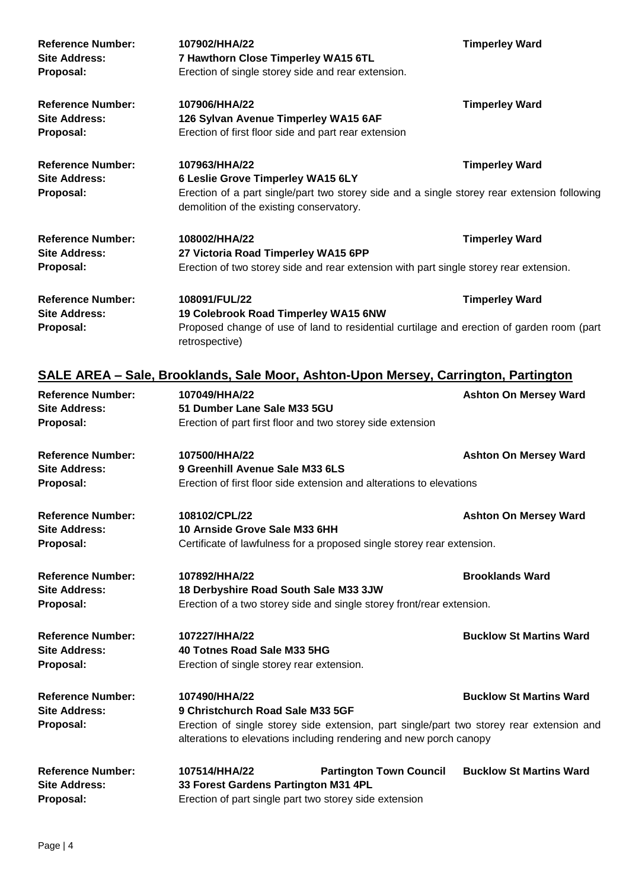**Reference Number:** **107902/HHA/22** **Timperley Ward**
**Site Address:** **7 Hawthorn Close Timperley WA15 6TL**
**Proposal:** Erection of single storey side and rear extension.

**Reference Number:** **107906/HHA/22** **Timperley Ward**
**Site Address:** **126 Sylvan Avenue Timperley WA15 6AF**
**Proposal:** Erection of first floor side and part rear extension

**Reference Number:** **107963/HHA/22** **Timperley Ward**
**Site Address:** **6 Leslie Grove Timperley WA15 6LY**
**Proposal:** Erection of a part single/part two storey side and a single storey rear extension following demolition of the existing conservatory.

**Reference Number:** **108002/HHA/22** **Timperley Ward**
**Site Address:** **27 Victoria Road Timperley WA15 6PP**
**Proposal:** Erection of two storey side and rear extension with part single storey rear extension.

**Reference Number:** **108091/FUL/22** **Timperley Ward**
**Site Address:** **19 Colebrook Road Timperley WA15 6NW**
**Proposal:** Proposed change of use of land to residential curtilage and erection of garden room (part retrospective)

## SALE AREA – Sale, Brooklands, Sale Moor, Ashton-Upon Mersey, Carrington, Partington

**Reference Number:** **107049/HHA/22** **Ashton On Mersey Ward**
**Site Address:** **51 Dumber Lane Sale M33 5GU**
**Proposal:** Erection of part first floor and two storey side extension

**Reference Number:** **107500/HHA/22** **Ashton On Mersey Ward**
**Site Address:** **9 Greenhill Avenue Sale M33 6LS**
**Proposal:** Erection of first floor side extension and alterations to elevations

**Reference Number:** **108102/CPL/22** **Ashton On Mersey Ward**
**Site Address:** **10 Arnside Grove Sale M33 6HH**
**Proposal:** Certificate of lawfulness for a proposed single storey rear extension.

**Reference Number:** **107892/HHA/22** **Brooklands Ward**
**Site Address:** **18 Derbyshire Road South Sale M33 3JW**
**Proposal:** Erection of a two storey side and single storey front/rear extension.

**Reference Number:** **107227/HHA/22** **Bucklow St Martins Ward**
**Site Address:** **40 Totnes Road Sale M33 5HG**
**Proposal:** Erection of single storey rear extension.

**Reference Number:** **107490/HHA/22** **Bucklow St Martins Ward**
**Site Address:** **9 Christchurch Road Sale M33 5GF**
**Proposal:** Erection of single storey side extension, part single/part two storey rear extension and alterations to elevations including rendering and new porch canopy

**Reference Number:** **107514/HHA/22** **Partington Town Council** **Bucklow St Martins Ward**
**Site Address:** **33 Forest Gardens Partington M31 4PL**
**Proposal:** Erection of part single part two storey side extension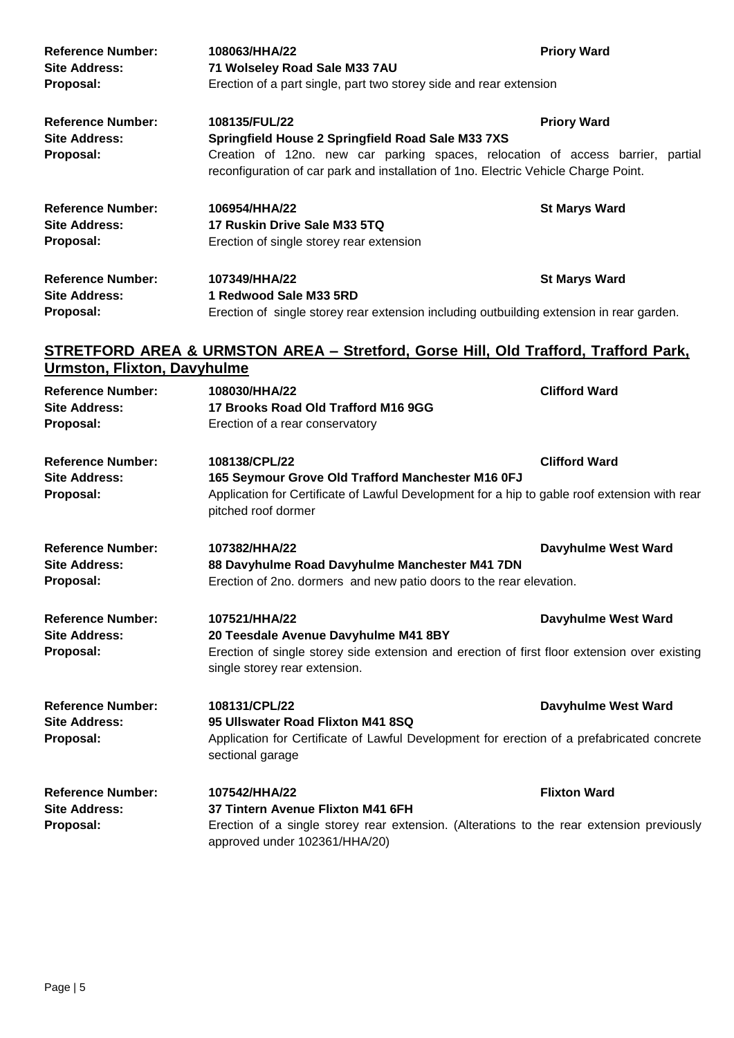**Reference Number:** **108063/HHA/22** **Priory Ward**
**Site Address:** **71 Wolseley Road Sale M33 7AU**
**Proposal:** Erection of a part single, part two storey side and rear extension

**Reference Number:** **108135/FUL/22** **Priory Ward**
**Site Address:** **Springfield House 2 Springfield Road Sale M33 7XS**
**Proposal:** Creation of 12no. new car parking spaces, relocation of access barrier, partial reconfiguration of car park and installation of 1no. Electric Vehicle Charge Point.

**Reference Number:** **106954/HHA/22** **St Marys Ward**
**Site Address:** **17 Ruskin Drive Sale M33 5TQ**
**Proposal:** Erection of single storey rear extension

**Reference Number:** **107349/HHA/22** **St Marys Ward**
**Site Address:** **1 Redwood Sale M33 5RD**
**Proposal:** Erection of single storey rear extension including outbuilding extension in rear garden.

## STRETFORD AREA & URMSTON AREA – Stretford, Gorse Hill, Old Trafford, Trafford Park, Urmston, Flixton, Davyhulme

**Reference Number:** **108030/HHA/22** **Clifford Ward**
**Site Address:** **17 Brooks Road Old Trafford M16 9GG**
**Proposal:** Erection of a rear conservatory

**Reference Number:** **108138/CPL/22** **Clifford Ward**
**Site Address:** **165 Seymour Grove Old Trafford Manchester M16 0FJ**
**Proposal:** Application for Certificate of Lawful Development for a hip to gable roof extension with rear pitched roof dormer

**Reference Number:** **107382/HHA/22** **Davyhulme West Ward**
**Site Address:** **88 Davyhulme Road Davyhulme Manchester M41 7DN**
**Proposal:** Erection of 2no. dormers and new patio doors to the rear elevation.

**Reference Number:** **107521/HHA/22** **Davyhulme West Ward**
**Site Address:** **20 Teesdale Avenue Davyhulme M41 8BY**
**Proposal:** Erection of single storey side extension and erection of first floor extension over existing single storey rear extension.

**Reference Number:** **108131/CPL/22** **Davyhulme West Ward**
**Site Address:** **95 Ullswater Road Flixton M41 8SQ**
**Proposal:** Application for Certificate of Lawful Development for erection of a prefabricated concrete sectional garage

**Reference Number:** **107542/HHA/22** **Flixton Ward**
**Site Address:** **37 Tintern Avenue Flixton M41 6FH**
**Proposal:** Erection of a single storey rear extension. (Alterations to the rear extension previously approved under 102361/HHA/20)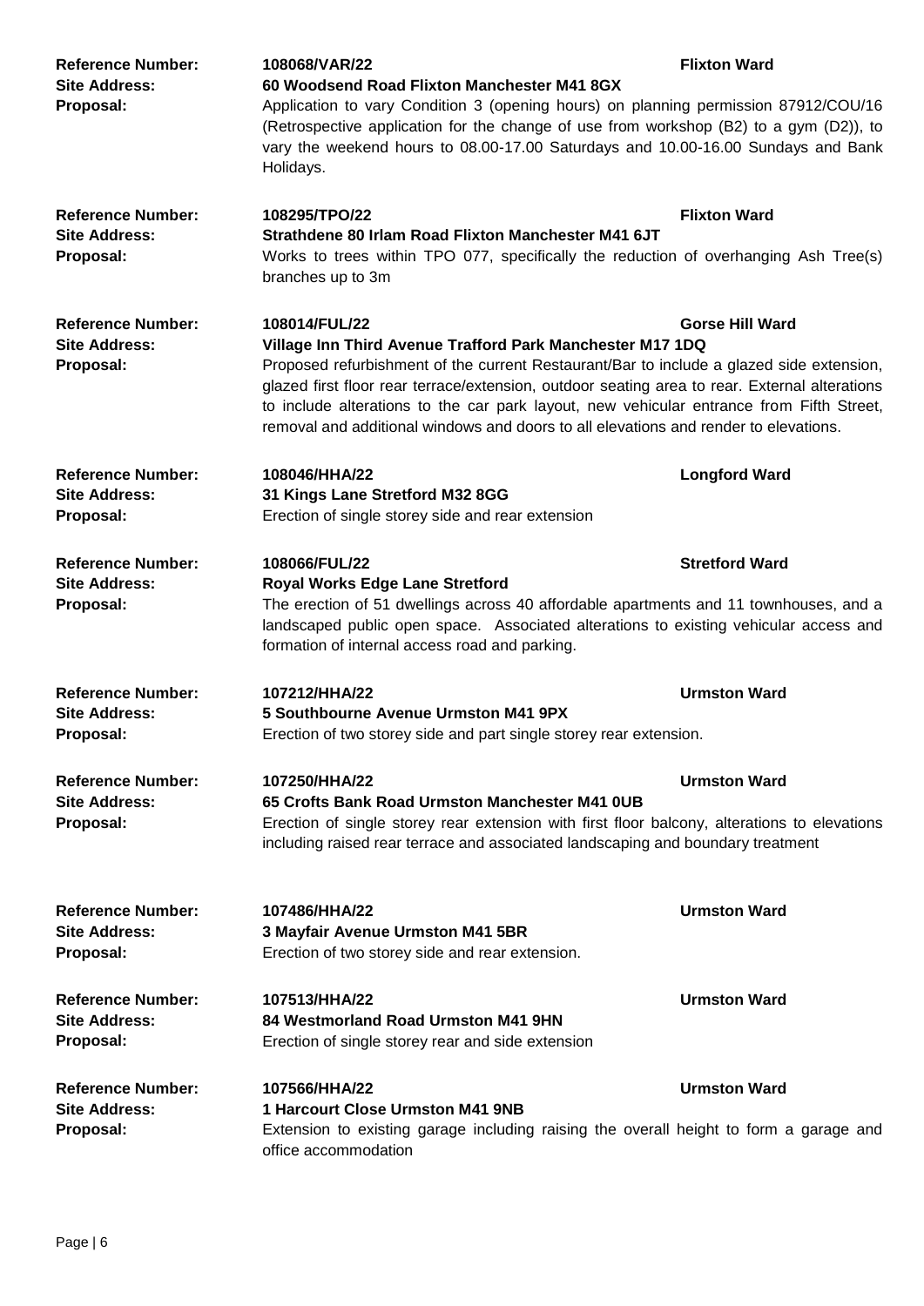**Reference Number:** 108068/VAR/22 **Flixton Ward**
**Site Address:** **60 Woodsend Road Flixton Manchester M41 8GX**
**Proposal:** Application to vary Condition 3 (opening hours) on planning permission 87912/COU/16 (Retrospective application for the change of use from workshop (B2) to a gym (D2)), to vary the weekend hours to 08.00-17.00 Saturdays and 10.00-16.00 Sundays and Bank Holidays.

**Reference Number:** 108295/TPO/22 **Flixton Ward**
**Site Address:** **Strathdene 80 Irlam Road Flixton Manchester M41 6JT**
**Proposal:** Works to trees within TPO 077, specifically the reduction of overhanging Ash Tree(s) branches up to 3m

**Reference Number:** 108014/FUL/22 **Gorse Hill Ward**
**Site Address:** **Village Inn Third Avenue Trafford Park Manchester M17 1DQ**
**Proposal:** Proposed refurbishment of the current Restaurant/Bar to include a glazed side extension, glazed first floor rear terrace/extension, outdoor seating area to rear. External alterations to include alterations to the car park layout, new vehicular entrance from Fifth Street, removal and additional windows and doors to all elevations and render to elevations.

**Reference Number:** 108046/HHA/22 **Longford Ward**
**Site Address:** **31 Kings Lane Stretford M32 8GG**
**Proposal:** Erection of single storey side and rear extension

**Reference Number:** 108066/FUL/22 **Stretford Ward**
**Site Address:** **Royal Works Edge Lane Stretford**
**Proposal:** The erection of 51 dwellings across 40 affordable apartments and 11 townhouses, and a landscaped public open space. Associated alterations to existing vehicular access and formation of internal access road and parking.

**Reference Number:** 107212/HHA/22 **Urmston Ward**
**Site Address:** **5 Southbourne Avenue Urmston M41 9PX**
**Proposal:** Erection of two storey side and part single storey rear extension.

**Reference Number:** 107250/HHA/22 **Urmston Ward**
**Site Address:** **65 Crofts Bank Road Urmston Manchester M41 0UB**
**Proposal:** Erection of single storey rear extension with first floor balcony, alterations to elevations including raised rear terrace and associated landscaping and boundary treatment

**Reference Number:** 107486/HHA/22 **Urmston Ward**
**Site Address:** **3 Mayfair Avenue Urmston M41 5BR**
**Proposal:** Erection of two storey side and rear extension.

**Reference Number:** 107513/HHA/22 **Urmston Ward**
**Site Address:** **84 Westmorland Road Urmston M41 9HN**
**Proposal:** Erection of single storey rear and side extension

**Reference Number:** 107566/HHA/22 **Urmston Ward**
**Site Address:** **1 Harcourt Close Urmston M41 9NB**
**Proposal:** Extension to existing garage including raising the overall height to form a garage and office accommodation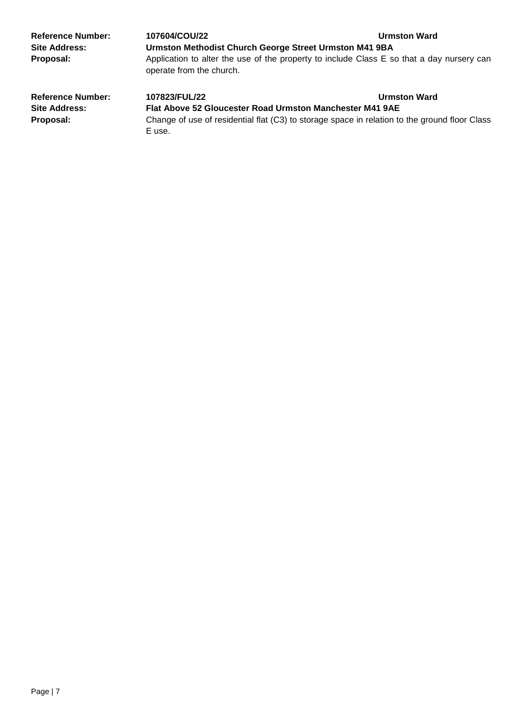**Reference Number:** **107604/COU/22** **Urmston Ward**
**Site Address:** **Urmston Methodist Church George Street Urmston M41 9BA**
**Proposal:** Application to alter the use of the property to include Class E so that a day nursery can operate from the church.

**Reference Number:** **107823/FUL/22** **Urmston Ward**
**Site Address:** **Flat Above 52 Gloucester Road Urmston Manchester M41 9AE**
**Proposal:** Change of use of residential flat (C3) to storage space in relation to the ground floor Class E use.